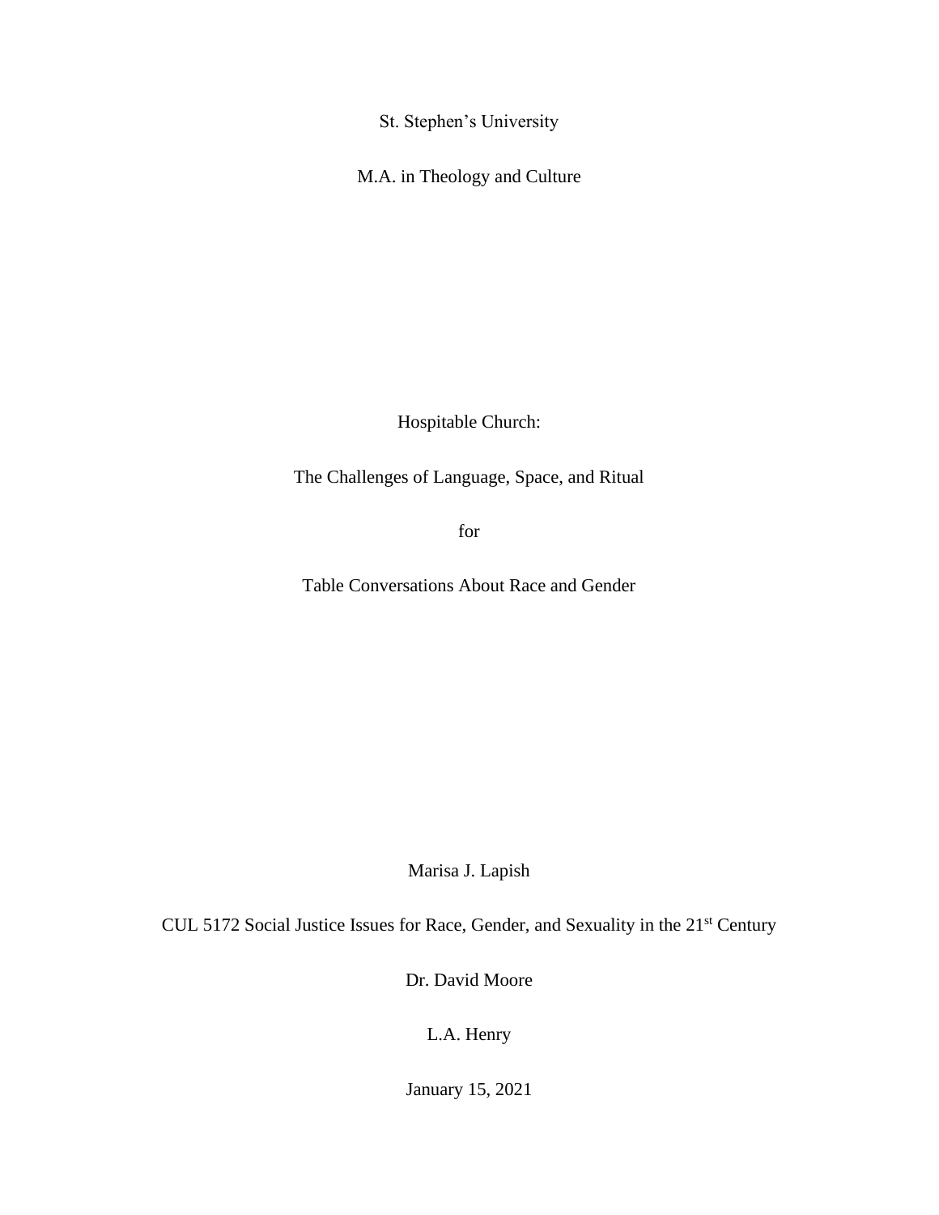St. Stephen's University

M.A. in Theology and Culture

# Hospitable Church:

# The Challenges of Language, Space, and Ritual

# for

# Table Conversations About Race and Gender

Marisa J. Lapish

CUL 5172 Social Justice Issues for Race, Gender, and Sexuality in the 21st Century

Dr. David Moore

L.A. Henry

January 15, 2021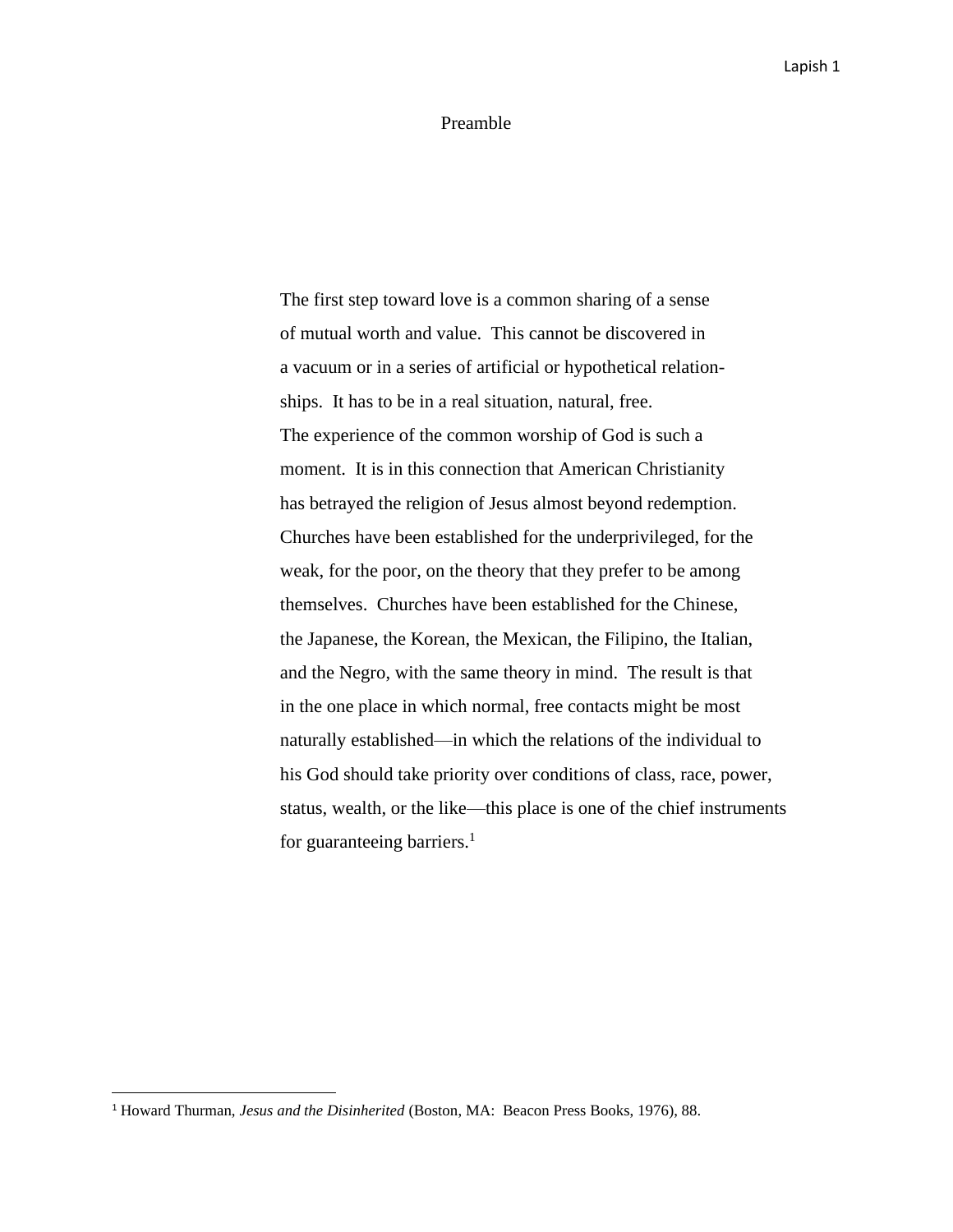# Preamble

> The first step toward love is a common sharing of a sense of mutual worth and value. This cannot be discovered in a vacuum or in a series of artificial or hypothetical relationships. It has to be in a real situation, natural, free. The experience of the common worship of God is such a moment. It is in this connection that American Christianity has betrayed the religion of Jesus almost beyond redemption. Churches have been established for the underprivileged, for the weak, for the poor, on the theory that they prefer to be among themselves. Churches have been established for the Chinese, the Japanese, the Korean, the Mexican, the Filipino, the Italian, and the Negro, with the same theory in mind. The result is that in the one place in which normal, free contacts might be most naturally established—in which the relations of the individual to his God should take priority over conditions of class, race, power, status, wealth, or the like—this place is one of the chief instruments for guaranteeing barriers.[1]

[1] Howard Thurman, *Jesus and the Disinherited* (Boston, MA: Beacon Press Books, 1976), 88.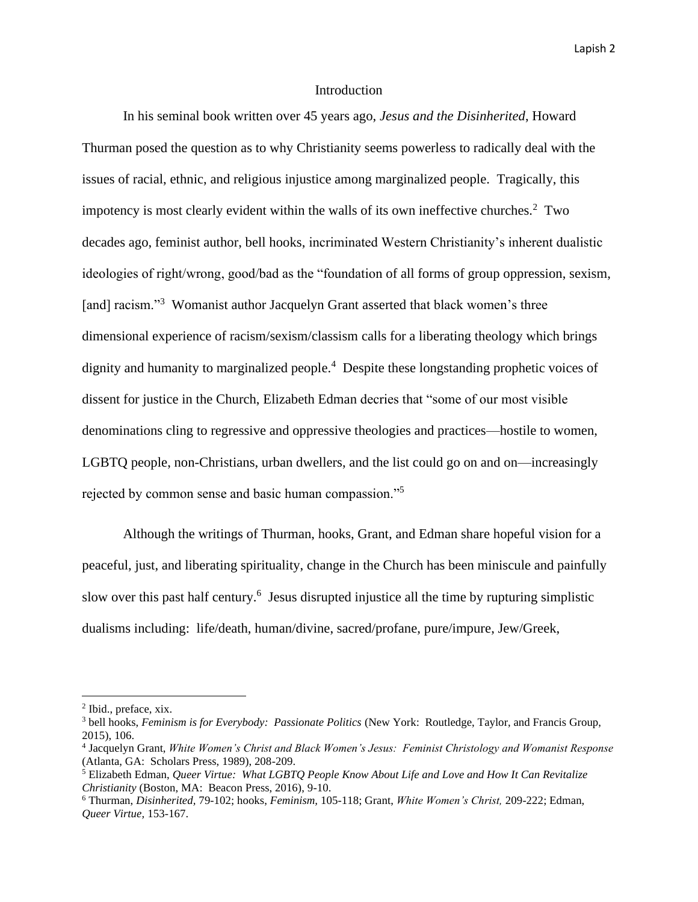## Introduction

In his seminal book written over 45 years ago, *Jesus and the Disinherited*, Howard Thurman posed the question as to why Christianity seems powerless to radically deal with the issues of racial, ethnic, and religious injustice among marginalized people. Tragically, this impotency is most clearly evident within the walls of its own ineffective churches.[2] Two decades ago, feminist author, bell hooks, incriminated Western Christianity's inherent dualistic ideologies of right/wrong, good/bad as the "foundation of all forms of group oppression, sexism, [and] racism."[3] Womanist author Jacquelyn Grant asserted that black women's three dimensional experience of racism/sexism/classism calls for a liberating theology which brings dignity and humanity to marginalized people.[4] Despite these longstanding prophetic voices of dissent for justice in the Church, Elizabeth Edman decries that "some of our most visible denominations cling to regressive and oppressive theologies and practices—hostile to women, LGBTQ people, non-Christians, urban dwellers, and the list could go on and on—increasingly rejected by common sense and basic human compassion."[5]

Although the writings of Thurman, hooks, Grant, and Edman share hopeful vision for a peaceful, just, and liberating spirituality, change in the Church has been miniscule and painfully slow over this past half century.[6] Jesus disrupted injustice all the time by rupturing simplistic dualisms including: life/death, human/divine, sacred/profane, pure/impure, Jew/Greek,

---

[2] Ibid., preface, xix.

[3] bell hooks, *Feminism is for Everybody: Passionate Politics* (New York: Routledge, Taylor, and Francis Group, 2015), 106.

[4] Jacquelyn Grant, *White Women's Christ and Black Women's Jesus: Feminist Christology and Womanist Response* (Atlanta, GA: Scholars Press, 1989), 208-209.

[5] Elizabeth Edman, *Queer Virtue: What LGBTQ People Know About Life and Love and How It Can Revitalize Christianity* (Boston, MA: Beacon Press, 2016), 9-10.

[6] Thurman, *Disinherited*, 79-102; hooks, *Feminism*, 105-118; Grant, *White Women's Christ*, 209-222; Edman, *Queer Virtue*, 153-167.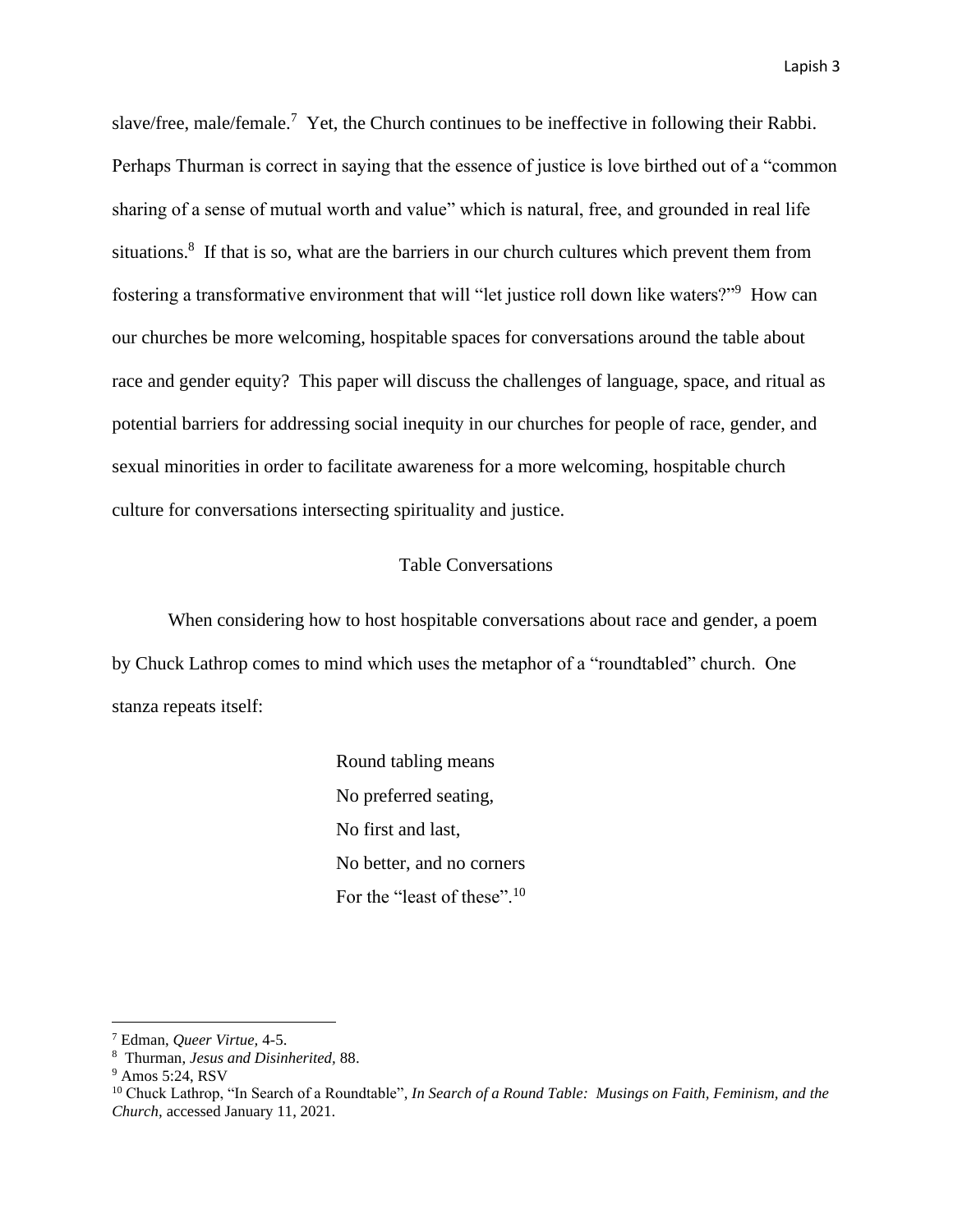slave/free, male/female.[7] Yet, the Church continues to be ineffective in following their Rabbi. Perhaps Thurman is correct in saying that the essence of justice is love birthed out of a "common sharing of a sense of mutual worth and value" which is natural, free, and grounded in real life situations.[8] If that is so, what are the barriers in our church cultures which prevent them from fostering a transformative environment that will "let justice roll down like waters?"[9] How can our churches be more welcoming, hospitable spaces for conversations around the table about race and gender equity? This paper will discuss the challenges of language, space, and ritual as potential barriers for addressing social inequity in our churches for people of race, gender, and sexual minorities in order to facilitate awareness for a more welcoming, hospitable church culture for conversations intersecting spirituality and justice.

## Table Conversations

When considering how to host hospitable conversations about race and gender, a poem by Chuck Lathrop comes to mind which uses the metaphor of a "roundtabled" church. One stanza repeats itself:

> Round tabling means
> No preferred seating,
> No first and last,
> No better, and no corners
> For the "least of these".[10]

---

[7] Edman, *Queer Virtue,* 4-5.

[8] Thurman, *Jesus and Disinherited,* 88.

[9] Amos 5:24, RSV

[10] Chuck Lathrop, "In Search of a Roundtable", *In Search of a Round Table: Musings on Faith, Feminism, and the Church,* accessed January 11, 2021.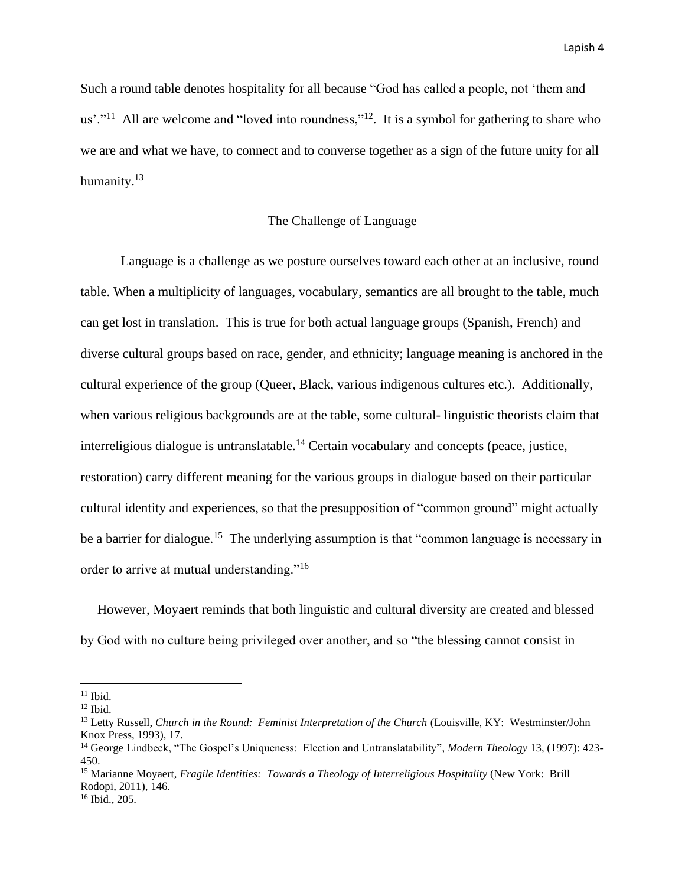Such a round table denotes hospitality for all because “God has called a people, not ‘them and us’.”[11] All are welcome and “loved into roundness,”[12]. It is a symbol for gathering to share who we are and what we have, to connect and to converse together as a sign of the future unity for all humanity.[13]

## The Challenge of Language

Language is a challenge as we posture ourselves toward each other at an inclusive, round table. When a multiplicity of languages, vocabulary, semantics are all brought to the table, much can get lost in translation. This is true for both actual language groups (Spanish, French) and diverse cultural groups based on race, gender, and ethnicity; language meaning is anchored in the cultural experience of the group (Queer, Black, various indigenous cultures etc.). Additionally, when various religious backgrounds are at the table, some cultural- linguistic theorists claim that interreligious dialogue is untranslatable.[14] Certain vocabulary and concepts (peace, justice, restoration) carry different meaning for the various groups in dialogue based on their particular cultural identity and experiences, so that the presupposition of “common ground” might actually be a barrier for dialogue.[15] The underlying assumption is that “common language is necessary in order to arrive at mutual understanding.”[16]

However, Moyaert reminds that both linguistic and cultural diversity are created and blessed by God with no culture being privileged over another, and so “the blessing cannot consist in

---

[11] Ibid.

[12] Ibid.

[13] Letty Russell, *Church in the Round: Feminist Interpretation of the Church* (Louisville, KY: Westminster/John Knox Press, 1993), 17.

[14] George Lindbeck, “The Gospel’s Uniqueness: Election and Untranslatability”, *Modern Theology* 13, (1997): 423-450.

[15] Marianne Moyaert, *Fragile Identities: Towards a Theology of Interreligious Hospitality* (New York: Brill Rodopi, 2011), 146.

[16] Ibid., 205.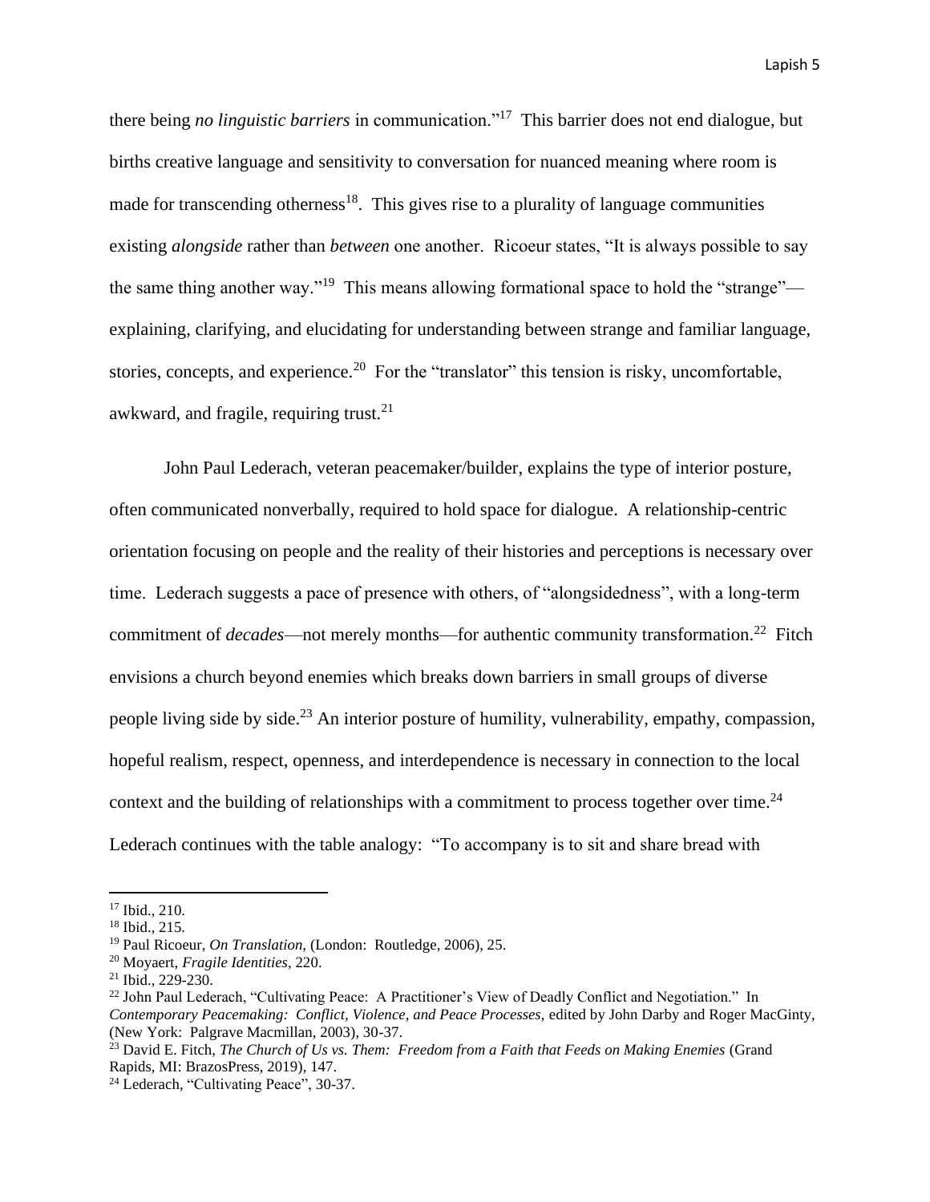there being *no linguistic barriers* in communication."[17] This barrier does not end dialogue, but births creative language and sensitivity to conversation for nuanced meaning where room is made for transcending otherness[18]. This gives rise to a plurality of language communities existing *alongside* rather than *between* one another. Ricoeur states, "It is always possible to say the same thing another way."[19] This means allowing formational space to hold the "strange"—explaining, clarifying, and elucidating for understanding between strange and familiar language, stories, concepts, and experience.[20] For the "translator" this tension is risky, uncomfortable, awkward, and fragile, requiring trust.[21]

John Paul Lederach, veteran peacemaker/builder, explains the type of interior posture, often communicated nonverbally, required to hold space for dialogue. A relationship-centric orientation focusing on people and the reality of their histories and perceptions is necessary over time. Lederach suggests a pace of presence with others, of "alongsidedness", with a long-term commitment of *decades*—not merely months—for authentic community transformation.[22] Fitch envisions a church beyond enemies which breaks down barriers in small groups of diverse people living side by side.[23] An interior posture of humility, vulnerability, empathy, compassion, hopeful realism, respect, openness, and interdependence is necessary in connection to the local context and the building of relationships with a commitment to process together over time.[24] Lederach continues with the table analogy: "To accompany is to sit and share bread with

---

[17] Ibid., 210.
[18] Ibid., 215.
[19] Paul Ricoeur, *On Translation,* (London: Routledge, 2006), 25.
[20] Moyaert, *Fragile Identities,* 220.
[21] Ibid., 229-230.
[22] John Paul Lederach, "Cultivating Peace: A Practitioner's View of Deadly Conflict and Negotiation." In *Contemporary Peacemaking: Conflict, Violence, and Peace Processes,* edited by John Darby and Roger MacGinty, (New York: Palgrave Macmillan, 2003), 30-37.
[23] David E. Fitch, *The Church of Us vs. Them: Freedom from a Faith that Feeds on Making Enemies* (Grand Rapids, MI: BrazosPress, 2019), 147.
[24] Lederach, "Cultivating Peace", 30-37.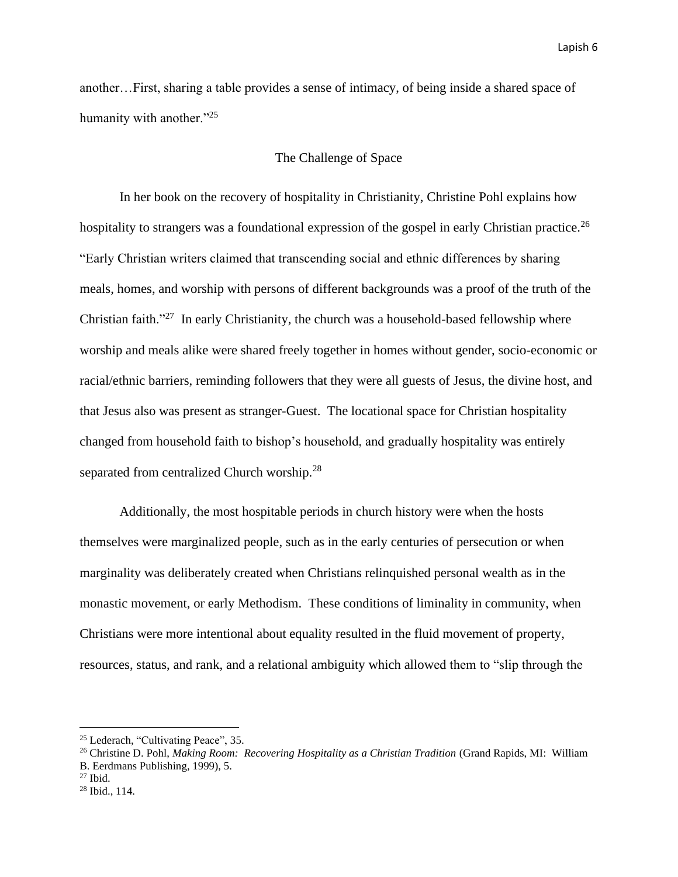another…First, sharing a table provides a sense of intimacy, of being inside a shared space of humanity with another."[25]

## The Challenge of Space

In her book on the recovery of hospitality in Christianity, Christine Pohl explains how hospitality to strangers was a foundational expression of the gospel in early Christian practice.[26] "Early Christian writers claimed that transcending social and ethnic differences by sharing meals, homes, and worship with persons of different backgrounds was a proof of the truth of the Christian faith."[27] In early Christianity, the church was a household-based fellowship where worship and meals alike were shared freely together in homes without gender, socio-economic or racial/ethnic barriers, reminding followers that they were all guests of Jesus, the divine host, and that Jesus also was present as stranger-Guest. The locational space for Christian hospitality changed from household faith to bishop's household, and gradually hospitality was entirely separated from centralized Church worship.[28]

Additionally, the most hospitable periods in church history were when the hosts themselves were marginalized people, such as in the early centuries of persecution or when marginality was deliberately created when Christians relinquished personal wealth as in the monastic movement, or early Methodism. These conditions of liminality in community, when Christians were more intentional about equality resulted in the fluid movement of property, resources, status, and rank, and a relational ambiguity which allowed them to "slip through the

---

[25] Lederach, "Cultivating Peace", 35.

[26] Christine D. Pohl, *Making Room: Recovering Hospitality as a Christian Tradition* (Grand Rapids, MI: William B. Eerdmans Publishing, 1999), 5.

[27] Ibid.

[28] Ibid., 114.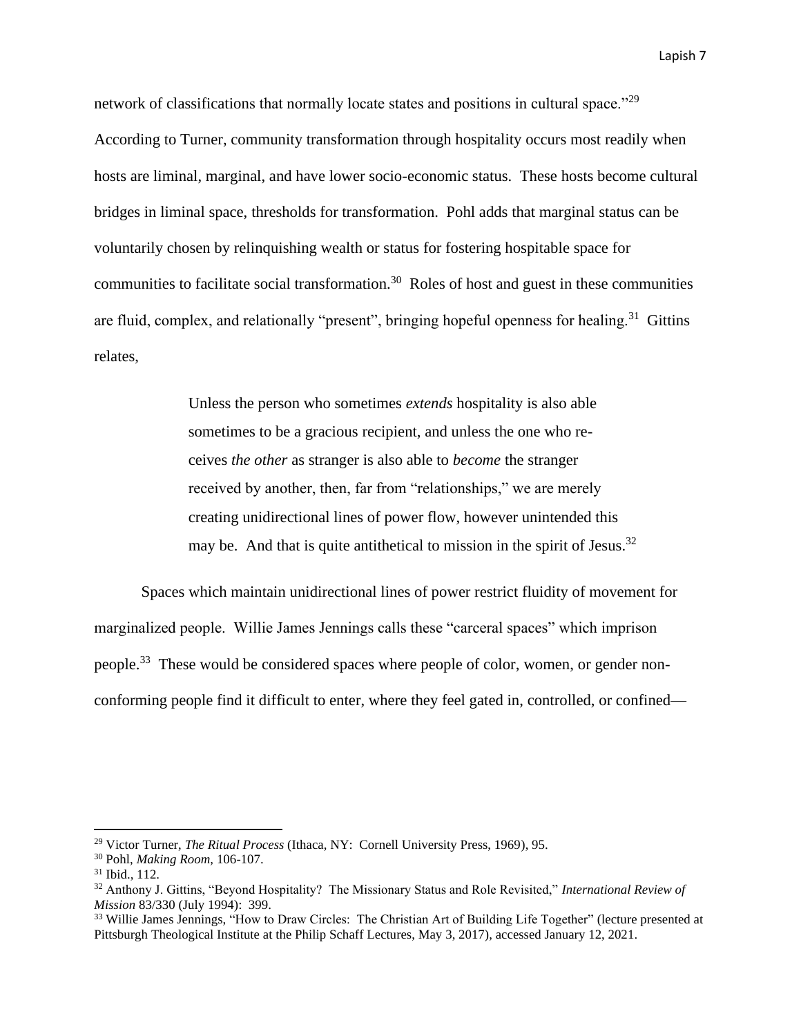network of classifications that normally locate states and positions in cultural space."[29] According to Turner, community transformation through hospitality occurs most readily when hosts are liminal, marginal, and have lower socio-economic status. These hosts become cultural bridges in liminal space, thresholds for transformation. Pohl adds that marginal status can be voluntarily chosen by relinquishing wealth or status for fostering hospitable space for communities to facilitate social transformation.[30] Roles of host and guest in these communities are fluid, complex, and relationally "present", bringing hopeful openness for healing.[31] Gittins relates,

> Unless the person who sometimes *extends* hospitality is also able sometimes to be a gracious recipient, and unless the one who receives *the other* as stranger is also able to *become* the stranger received by another, then, far from "relationships," we are merely creating unidirectional lines of power flow, however unintended this may be. And that is quite antithetical to mission in the spirit of Jesus.[32]

Spaces which maintain unidirectional lines of power restrict fluidity of movement for marginalized people. Willie James Jennings calls these "carceral spaces" which imprison people.[33] These would be considered spaces where people of color, women, or gender non-conforming people find it difficult to enter, where they feel gated in, controlled, or confined—

---

[29] Victor Turner, *The Ritual Process* (Ithaca, NY: Cornell University Press, 1969), 95.

[30] Pohl, *Making Room*, 106-107.

[31] Ibid., 112.

[32] Anthony J. Gittins, "Beyond Hospitality? The Missionary Status and Role Revisited," *International Review of Mission* 83/330 (July 1994): 399.

[33] Willie James Jennings, "How to Draw Circles: The Christian Art of Building Life Together" (lecture presented at Pittsburgh Theological Institute at the Philip Schaff Lectures, May 3, 2017), accessed January 12, 2021.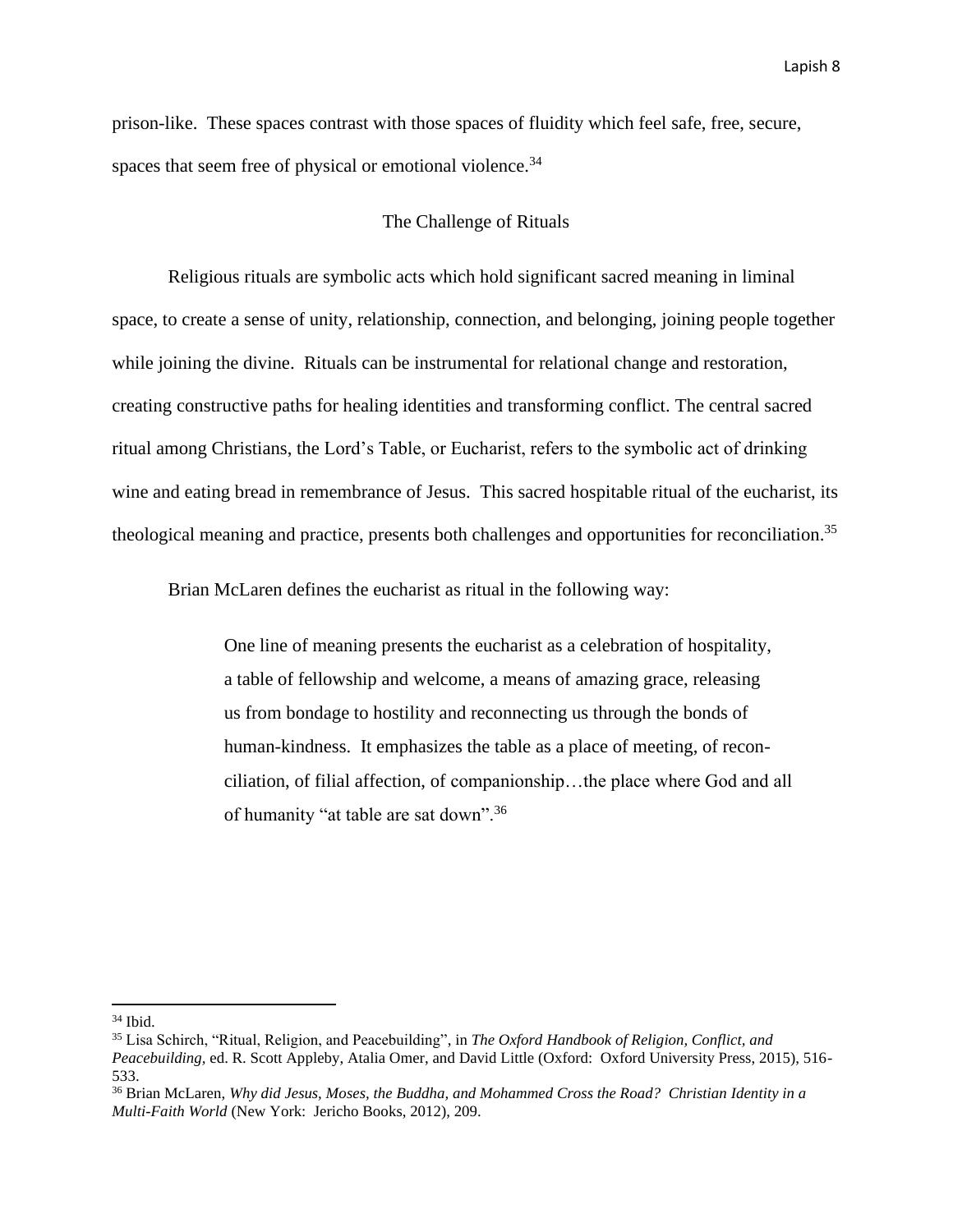prison-like. These spaces contrast with those spaces of fluidity which feel safe, free, secure, spaces that seem free of physical or emotional violence.[34]

## The Challenge of Rituals

Religious rituals are symbolic acts which hold significant sacred meaning in liminal space, to create a sense of unity, relationship, connection, and belonging, joining people together while joining the divine. Rituals can be instrumental for relational change and restoration, creating constructive paths for healing identities and transforming conflict. The central sacred ritual among Christians, the Lord's Table, or Eucharist, refers to the symbolic act of drinking wine and eating bread in remembrance of Jesus. This sacred hospitable ritual of the eucharist, its theological meaning and practice, presents both challenges and opportunities for reconciliation.[35]

Brian McLaren defines the eucharist as ritual in the following way:

> One line of meaning presents the eucharist as a celebration of hospitality, a table of fellowship and welcome, a means of amazing grace, releasing us from bondage to hostility and reconnecting us through the bonds of human-kindness. It emphasizes the table as a place of meeting, of reconciliation, of filial affection, of companionship…the place where God and all of humanity "at table are sat down".[36]

---

[34] Ibid.

[35] Lisa Schirch, "Ritual, Religion, and Peacebuilding", in *The Oxford Handbook of Religion, Conflict, and Peacebuilding,* ed. R. Scott Appleby, Atalia Omer, and David Little (Oxford: Oxford University Press, 2015), 516-533.

[36] Brian McLaren, *Why did Jesus, Moses, the Buddha, and Mohammed Cross the Road? Christian Identity in a Multi-Faith World* (New York: Jericho Books, 2012), 209.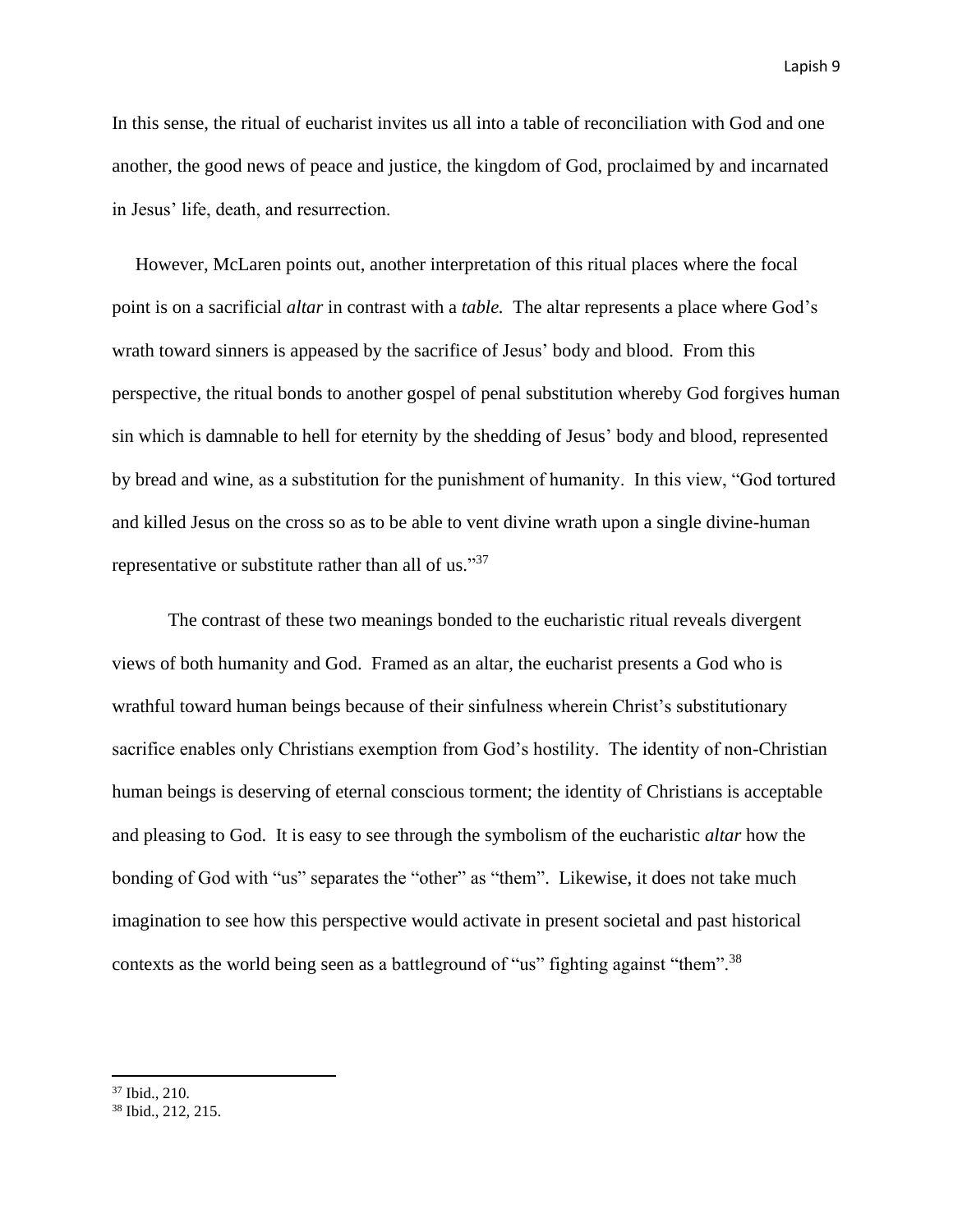In this sense, the ritual of eucharist invites us all into a table of reconciliation with God and one another, the good news of peace and justice, the kingdom of God, proclaimed by and incarnated in Jesus' life, death, and resurrection.

However, McLaren points out, another interpretation of this ritual places where the focal point is on a sacrificial *altar* in contrast with a *table.* The altar represents a place where God's wrath toward sinners is appeased by the sacrifice of Jesus' body and blood. From this perspective, the ritual bonds to another gospel of penal substitution whereby God forgives human sin which is damnable to hell for eternity by the shedding of Jesus' body and blood, represented by bread and wine, as a substitution for the punishment of humanity. In this view, "God tortured and killed Jesus on the cross so as to be able to vent divine wrath upon a single divine-human representative or substitute rather than all of us."[37]

The contrast of these two meanings bonded to the eucharistic ritual reveals divergent views of both humanity and God. Framed as an altar, the eucharist presents a God who is wrathful toward human beings because of their sinfulness wherein Christ's substitutionary sacrifice enables only Christians exemption from God's hostility. The identity of non-Christian human beings is deserving of eternal conscious torment; the identity of Christians is acceptable and pleasing to God. It is easy to see through the symbolism of the eucharistic *altar* how the bonding of God with "us" separates the "other" as "them". Likewise, it does not take much imagination to see how this perspective would activate in present societal and past historical contexts as the world being seen as a battleground of "us" fighting against "them".[38]

---

[37] Ibid., 210.

[38] Ibid., 212, 215.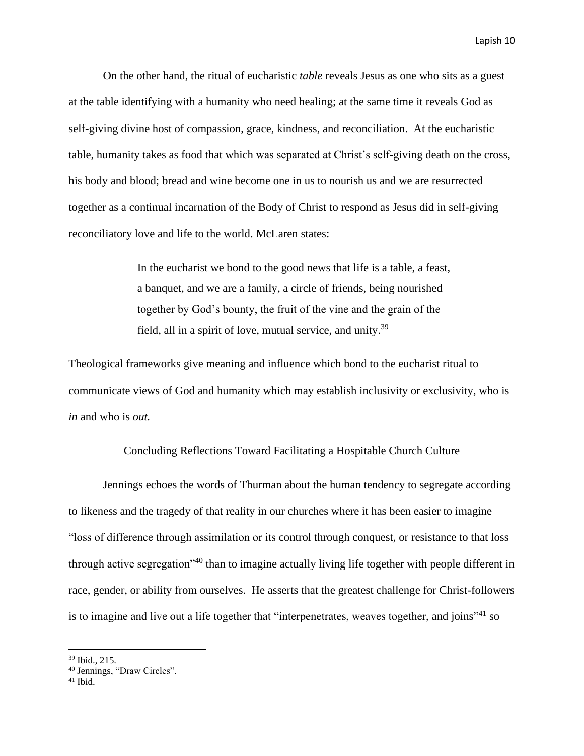On the other hand, the ritual of eucharistic *table* reveals Jesus as one who sits as a guest at the table identifying with a humanity who need healing; at the same time it reveals God as self-giving divine host of compassion, grace, kindness, and reconciliation. At the eucharistic table, humanity takes as food that which was separated at Christ's self-giving death on the cross, his body and blood; bread and wine become one in us to nourish us and we are resurrected together as a continual incarnation of the Body of Christ to respond as Jesus did in self-giving reconciliatory love and life to the world. McLaren states:

> In the eucharist we bond to the good news that life is a table, a feast, a banquet, and we are a family, a circle of friends, being nourished together by God's bounty, the fruit of the vine and the grain of the field, all in a spirit of love, mutual service, and unity.[39]

Theological frameworks give meaning and influence which bond to the eucharist ritual to communicate views of God and humanity which may establish inclusivity or exclusivity, who is *in* and who is *out.*

## Concluding Reflections Toward Facilitating a Hospitable Church Culture

Jennings echoes the words of Thurman about the human tendency to segregate according to likeness and the tragedy of that reality in our churches where it has been easier to imagine "loss of difference through assimilation or its control through conquest, or resistance to that loss through active segregation"[40] than to imagine actually living life together with people different in race, gender, or ability from ourselves. He asserts that the greatest challenge for Christ-followers is to imagine and live out a life together that "interpenetrates, weaves together, and joins"[41] so

---

[39] Ibid., 215.

[40] Jennings, "Draw Circles".

[41] Ibid.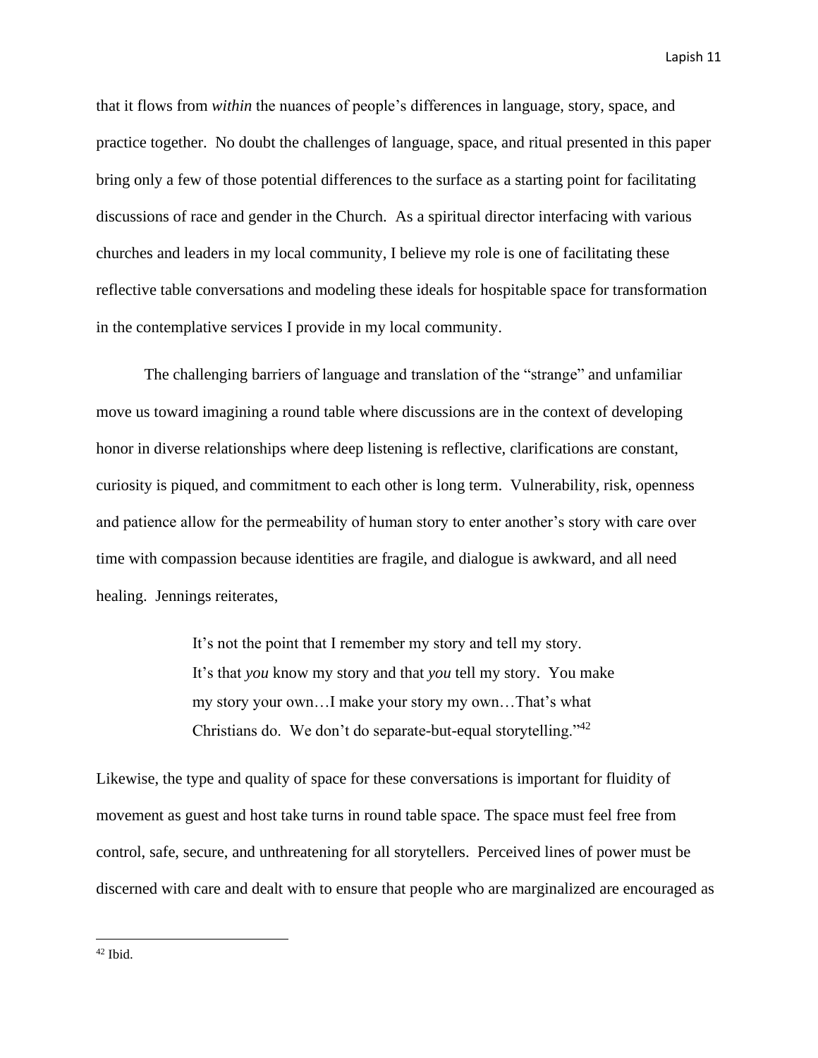that it flows from *within* the nuances of people's differences in language, story, space, and practice together. No doubt the challenges of language, space, and ritual presented in this paper bring only a few of those potential differences to the surface as a starting point for facilitating discussions of race and gender in the Church. As a spiritual director interfacing with various churches and leaders in my local community, I believe my role is one of facilitating these reflective table conversations and modeling these ideals for hospitable space for transformation in the contemplative services I provide in my local community.

The challenging barriers of language and translation of the "strange" and unfamiliar move us toward imagining a round table where discussions are in the context of developing honor in diverse relationships where deep listening is reflective, clarifications are constant, curiosity is piqued, and commitment to each other is long term. Vulnerability, risk, openness and patience allow for the permeability of human story to enter another's story with care over time with compassion because identities are fragile, and dialogue is awkward, and all need healing. Jennings reiterates,

> It's not the point that I remember my story and tell my story. It's that *you* know my story and that *you* tell my story. You make my story your own…I make your story my own…That's what Christians do. We don't do separate-but-equal storytelling."[42]

Likewise, the type and quality of space for these conversations is important for fluidity of movement as guest and host take turns in round table space. The space must feel free from control, safe, secure, and unthreatening for all storytellers. Perceived lines of power must be discerned with care and dealt with to ensure that people who are marginalized are encouraged as

---

[42] Ibid.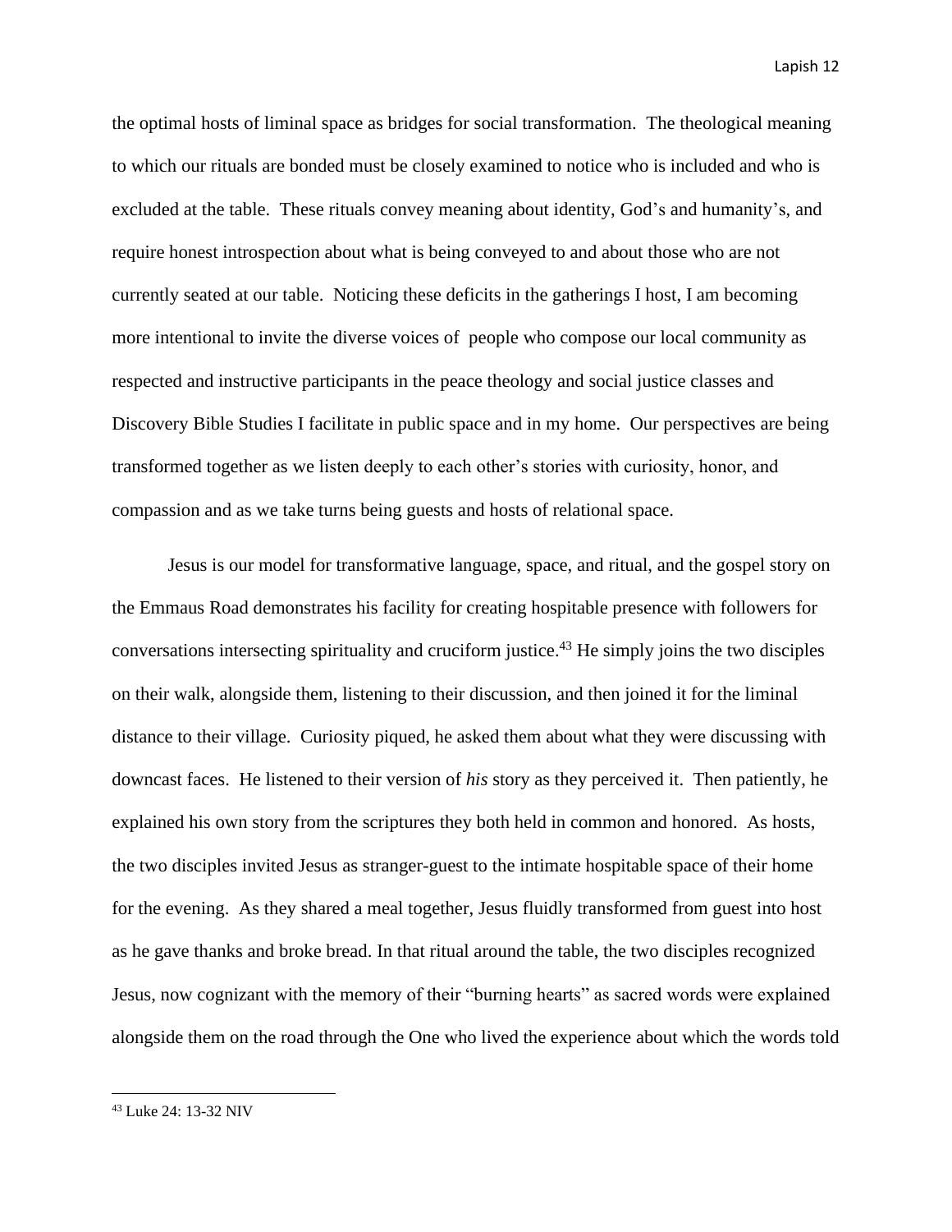the optimal hosts of liminal space as bridges for social transformation. The theological meaning to which our rituals are bonded must be closely examined to notice who is included and who is excluded at the table. These rituals convey meaning about identity, God's and humanity's, and require honest introspection about what is being conveyed to and about those who are not currently seated at our table. Noticing these deficits in the gatherings I host, I am becoming more intentional to invite the diverse voices of people who compose our local community as respected and instructive participants in the peace theology and social justice classes and Discovery Bible Studies I facilitate in public space and in my home. Our perspectives are being transformed together as we listen deeply to each other's stories with curiosity, honor, and compassion and as we take turns being guests and hosts of relational space.

Jesus is our model for transformative language, space, and ritual, and the gospel story on the Emmaus Road demonstrates his facility for creating hospitable presence with followers for conversations intersecting spirituality and cruciform justice.[43] He simply joins the two disciples on their walk, alongside them, listening to their discussion, and then joined it for the liminal distance to their village. Curiosity piqued, he asked them about what they were discussing with downcast faces. He listened to their version of *his* story as they perceived it. Then patiently, he explained his own story from the scriptures they both held in common and honored. As hosts, the two disciples invited Jesus as stranger-guest to the intimate hospitable space of their home for the evening. As they shared a meal together, Jesus fluidly transformed from guest into host as he gave thanks and broke bread. In that ritual around the table, the two disciples recognized Jesus, now cognizant with the memory of their "burning hearts" as sacred words were explained alongside them on the road through the One who lived the experience about which the words told

---

[43] Luke 24: 13-32 NIV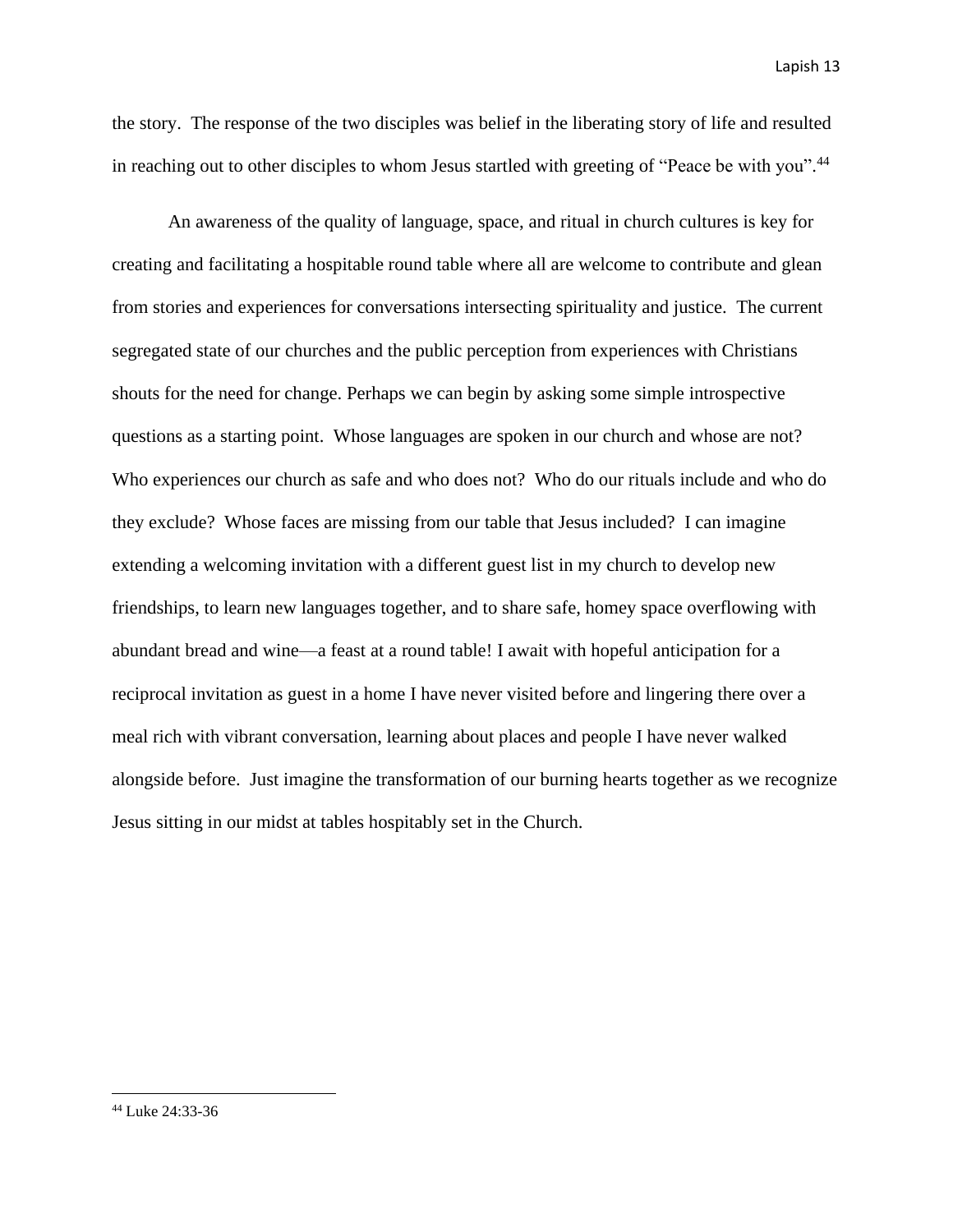the story. The response of the two disciples was belief in the liberating story of life and resulted in reaching out to other disciples to whom Jesus startled with greeting of "Peace be with you".[44]

An awareness of the quality of language, space, and ritual in church cultures is key for creating and facilitating a hospitable round table where all are welcome to contribute and glean from stories and experiences for conversations intersecting spirituality and justice. The current segregated state of our churches and the public perception from experiences with Christians shouts for the need for change. Perhaps we can begin by asking some simple introspective questions as a starting point. Whose languages are spoken in our church and whose are not? Who experiences our church as safe and who does not? Who do our rituals include and who do they exclude? Whose faces are missing from our table that Jesus included? I can imagine extending a welcoming invitation with a different guest list in my church to develop new friendships, to learn new languages together, and to share safe, homey space overflowing with abundant bread and wine—a feast at a round table! I await with hopeful anticipation for a reciprocal invitation as guest in a home I have never visited before and lingering there over a meal rich with vibrant conversation, learning about places and people I have never walked alongside before. Just imagine the transformation of our burning hearts together as we recognize Jesus sitting in our midst at tables hospitably set in the Church.

---

[44] Luke 24:33-36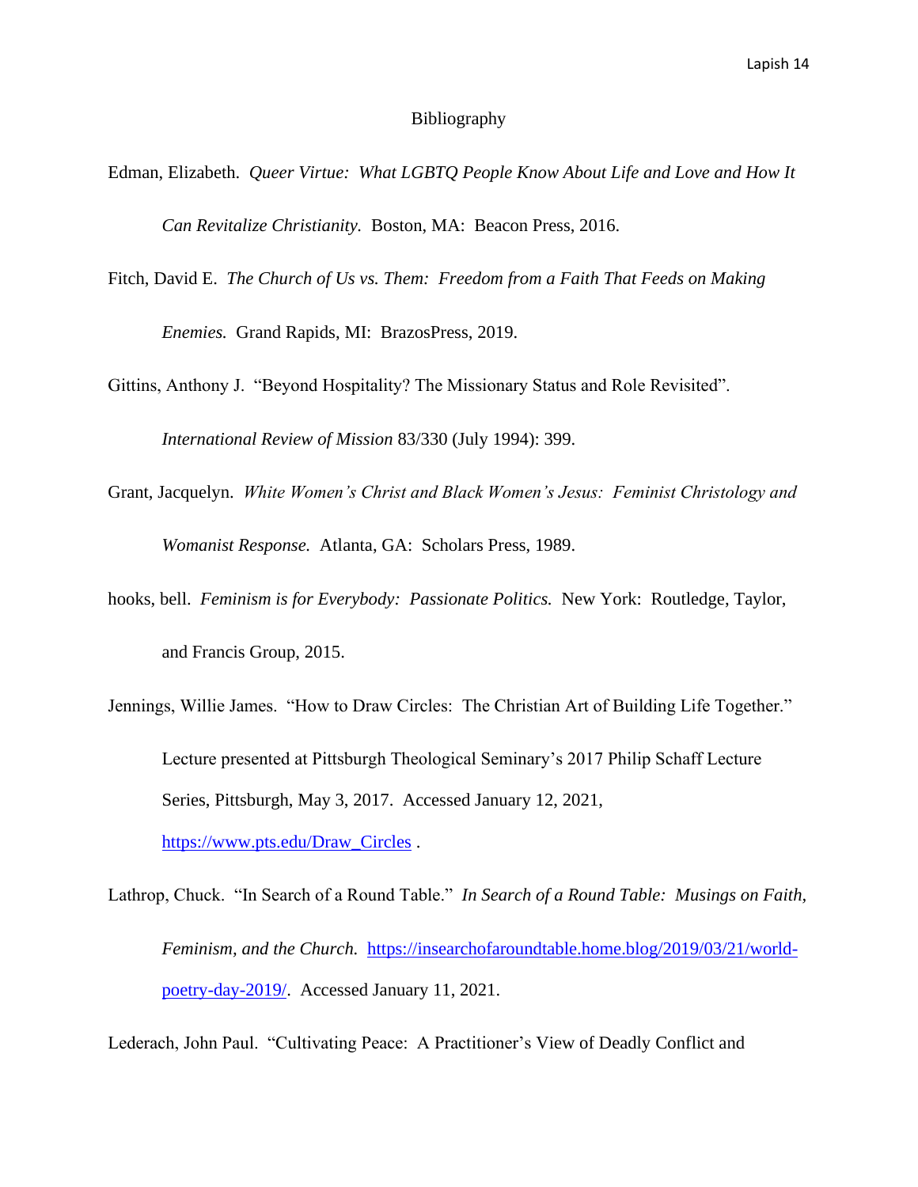# Bibliography

Edman, Elizabeth. *Queer Virtue: What LGBTQ People Know About Life and Love and How It Can Revitalize Christianity.* Boston, MA: Beacon Press, 2016.

Fitch, David E. *The Church of Us vs. Them: Freedom from a Faith That Feeds on Making Enemies.* Grand Rapids, MI: BrazosPress, 2019.

Gittins, Anthony J. "Beyond Hospitality? The Missionary Status and Role Revisited". *International Review of Mission* 83/330 (July 1994): 399.

Grant, Jacquelyn. *White Women's Christ and Black Women's Jesus: Feminist Christology and Womanist Response.* Atlanta, GA: Scholars Press, 1989.

hooks, bell. *Feminism is for Everybody: Passionate Politics.* New York: Routledge, Taylor, and Francis Group, 2015.

Jennings, Willie James. "How to Draw Circles: The Christian Art of Building Life Together." Lecture presented at Pittsburgh Theological Seminary's 2017 Philip Schaff Lecture Series, Pittsburgh, May 3, 2017. Accessed January 12, 2021, https://www.pts.edu/Draw_Circles .

Lathrop, Chuck. "In Search of a Round Table." *In Search of a Round Table: Musings on Faith, Feminism, and the Church.* https://insearchofaroundtable.home.blog/2019/03/21/world-poetry-day-2019/. Accessed January 11, 2021.

Lederach, John Paul. "Cultivating Peace: A Practitioner's View of Deadly Conflict and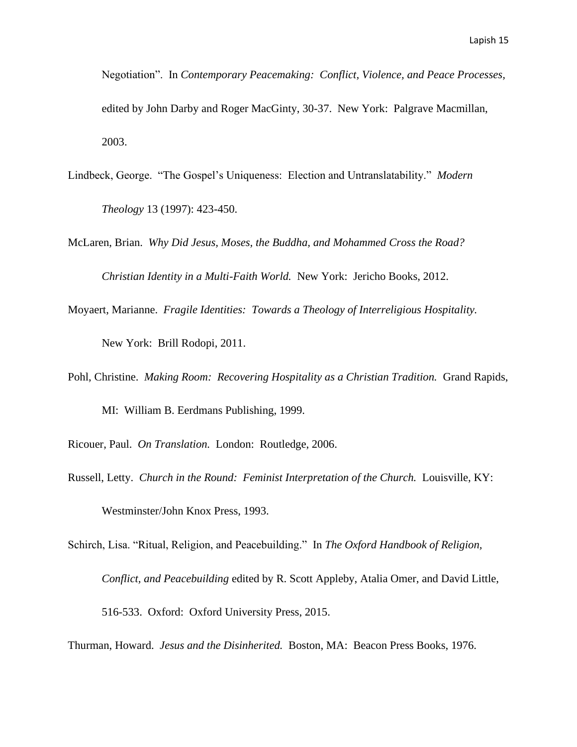Negotiation". In *Contemporary Peacemaking: Conflict, Violence, and Peace Processes,* edited by John Darby and Roger MacGinty, 30-37. New York: Palgrave Macmillan, 2003.

Lindbeck, George. "The Gospel's Uniqueness: Election and Untranslatability." *Modern Theology* 13 (1997): 423-450.

McLaren, Brian. *Why Did Jesus, Moses, the Buddha, and Mohammed Cross the Road? Christian Identity in a Multi-Faith World.* New York: Jericho Books, 2012.

Moyaert, Marianne. *Fragile Identities: Towards a Theology of Interreligious Hospitality.* New York: Brill Rodopi, 2011.

Pohl, Christine. *Making Room: Recovering Hospitality as a Christian Tradition.* Grand Rapids, MI: William B. Eerdmans Publishing, 1999.

Ricouer, Paul. *On Translation.* London: Routledge, 2006.

Russell, Letty. *Church in the Round: Feminist Interpretation of the Church.* Louisville, KY: Westminster/John Knox Press, 1993.

Schirch, Lisa. "Ritual, Religion, and Peacebuilding." In *The Oxford Handbook of Religion, Conflict, and Peacebuilding* edited by R. Scott Appleby, Atalia Omer, and David Little, 516-533. Oxford: Oxford University Press, 2015.

Thurman, Howard. *Jesus and the Disinherited.* Boston, MA: Beacon Press Books, 1976.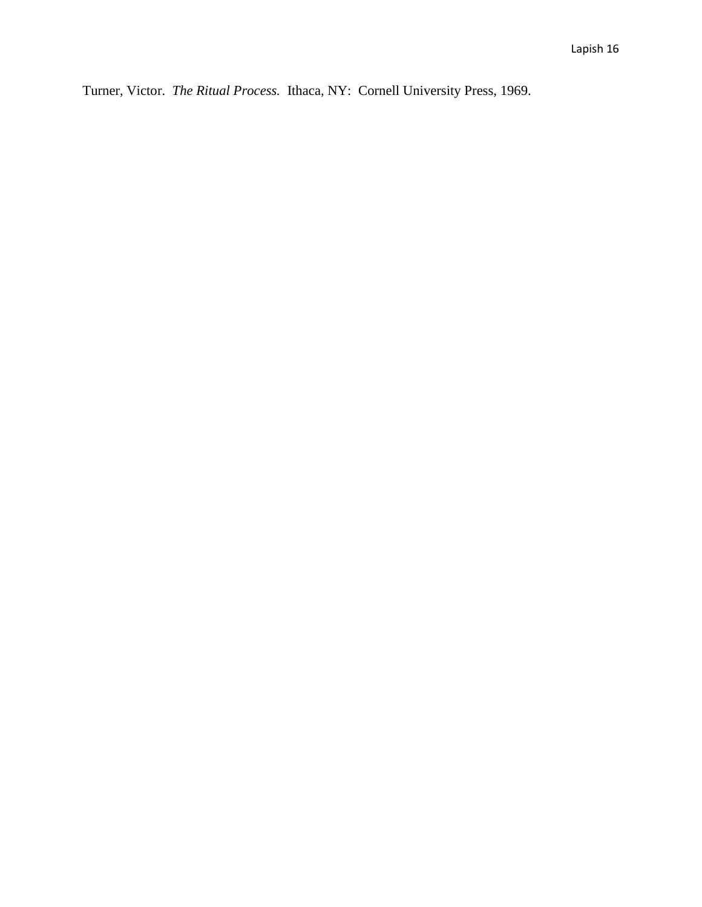Turner, Victor. *The Ritual Process.* Ithaca, NY: Cornell University Press, 1969.